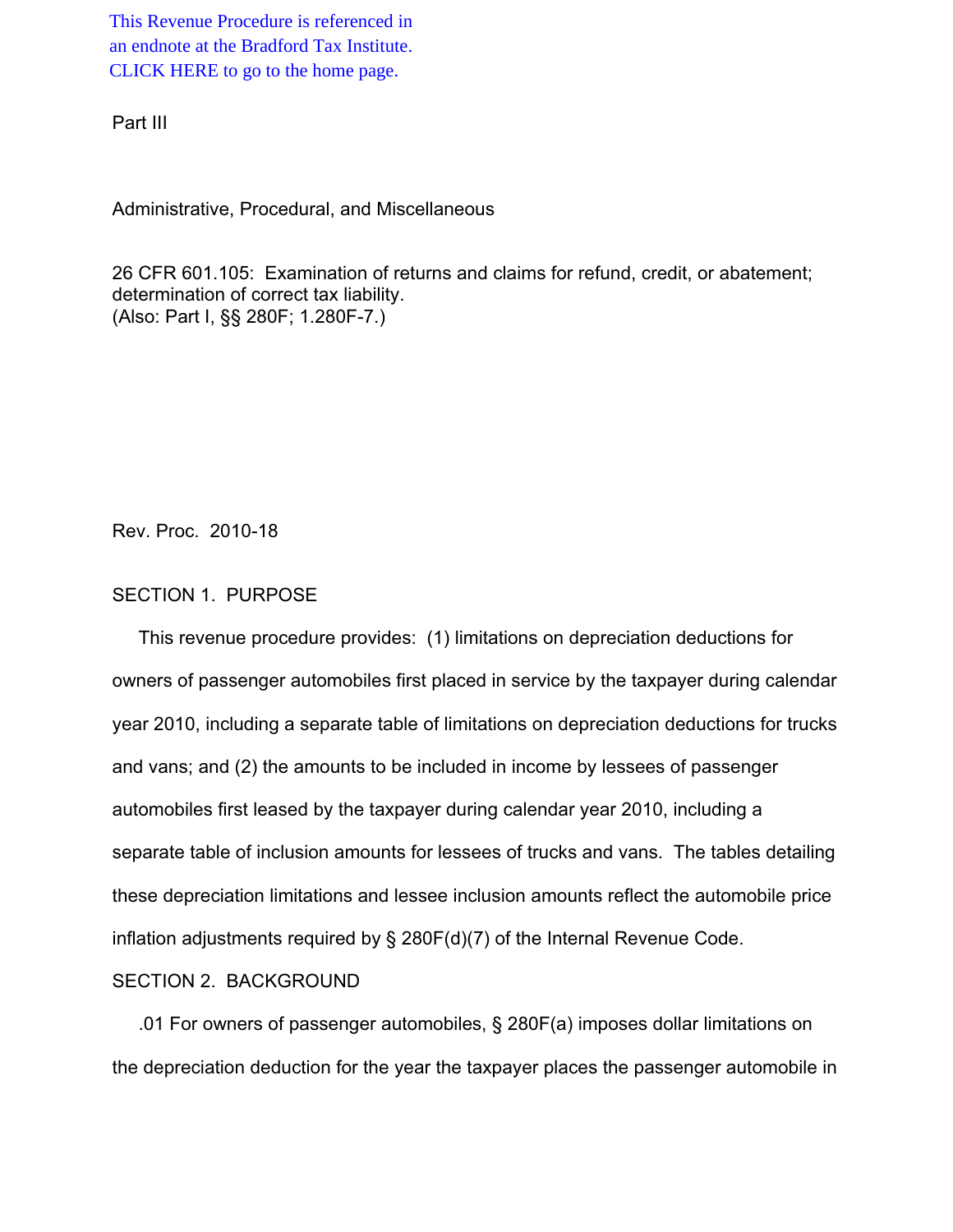This Revenue Procedure is referenced in an endnote at the Bradford Tax Institute. CLICK HERE to go to the home page.

Part III

Administrative, Procedural, and Miscellaneous

26 CFR 601.105: Examination of returns and claims for refund, credit, or abatement; determination of correct tax liability.
(Also: Part I, §§ 280F; 1.280F-7.)

Rev. Proc. 2010-18

## SECTION 1. PURPOSE

This revenue procedure provides: (1) limitations on depreciation deductions for owners of passenger automobiles first placed in service by the taxpayer during calendar year 2010, including a separate table of limitations on depreciation deductions for trucks and vans; and (2) the amounts to be included in income by lessees of passenger automobiles first leased by the taxpayer during calendar year 2010, including a separate table of inclusion amounts for lessees of trucks and vans. The tables detailing these depreciation limitations and lessee inclusion amounts reflect the automobile price inflation adjustments required by § 280F(d)(7) of the Internal Revenue Code.

## SECTION 2. BACKGROUND

.01 For owners of passenger automobiles, § 280F(a) imposes dollar limitations on the depreciation deduction for the year the taxpayer places the passenger automobile in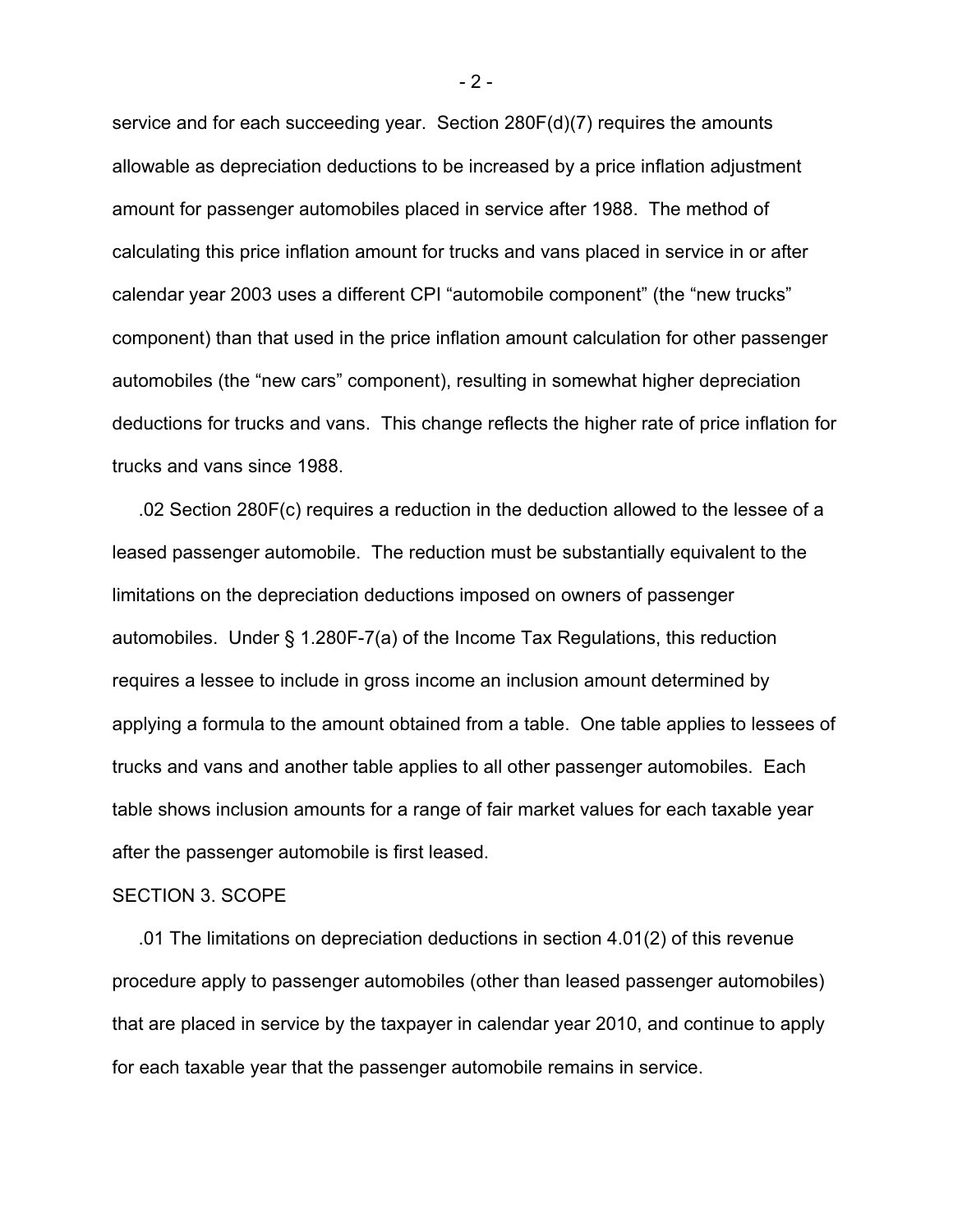service and for each succeeding year. Section 280F(d)(7) requires the amounts allowable as depreciation deductions to be increased by a price inflation adjustment amount for passenger automobiles placed in service after 1988. The method of calculating this price inflation amount for trucks and vans placed in service in or after calendar year 2003 uses a different CPI "automobile component" (the "new trucks" component) than that used in the price inflation amount calculation for other passenger automobiles (the "new cars" component), resulting in somewhat higher depreciation deductions for trucks and vans. This change reflects the higher rate of price inflation for trucks and vans since 1988.

.02 Section 280F(c) requires a reduction in the deduction allowed to the lessee of a leased passenger automobile. The reduction must be substantially equivalent to the limitations on the depreciation deductions imposed on owners of passenger automobiles. Under § 1.280F-7(a) of the Income Tax Regulations, this reduction requires a lessee to include in gross income an inclusion amount determined by applying a formula to the amount obtained from a table. One table applies to lessees of trucks and vans and another table applies to all other passenger automobiles. Each table shows inclusion amounts for a range of fair market values for each taxable year after the passenger automobile is first leased.

SECTION 3. SCOPE

.01 The limitations on depreciation deductions in section 4.01(2) of this revenue procedure apply to passenger automobiles (other than leased passenger automobiles) that are placed in service by the taxpayer in calendar year 2010, and continue to apply for each taxable year that the passenger automobile remains in service.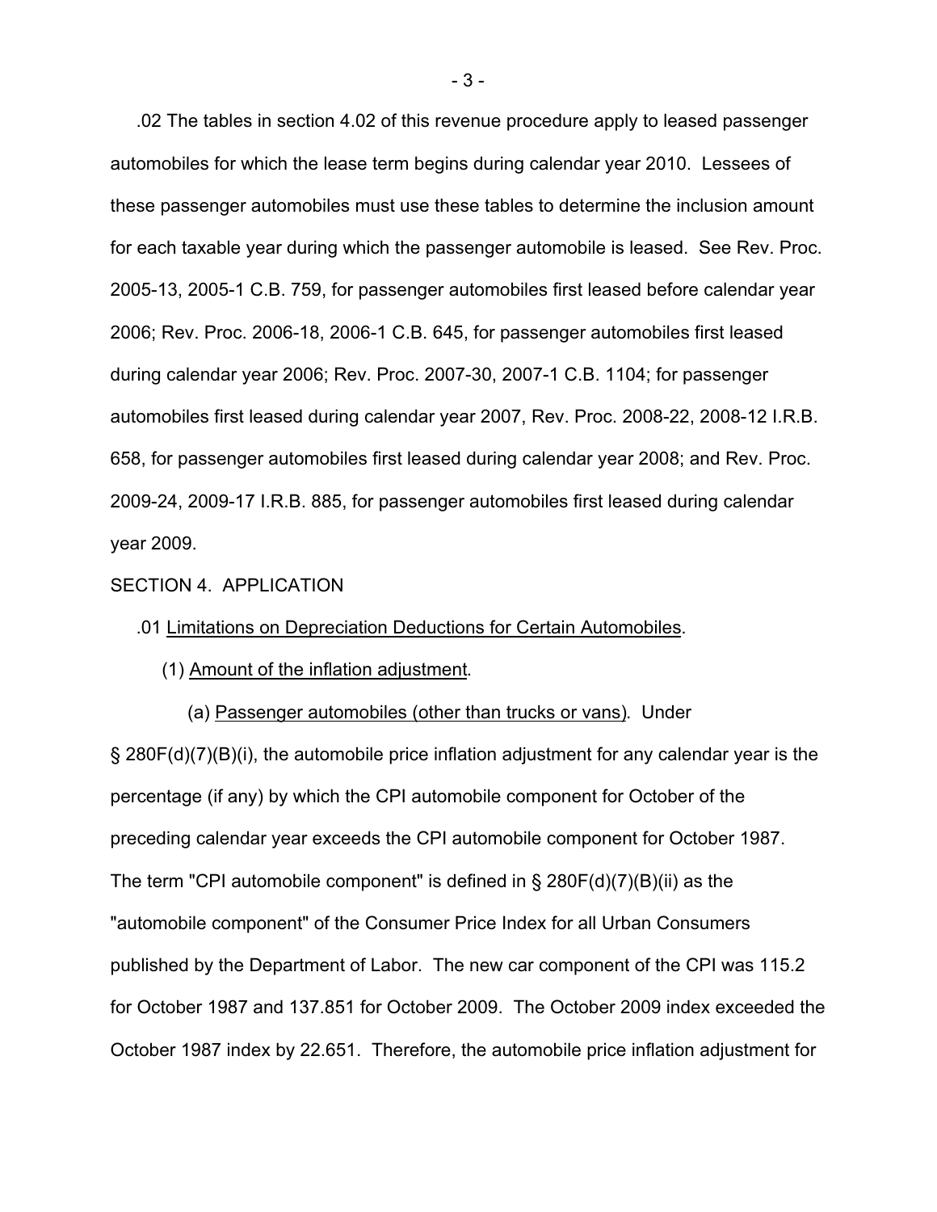.02 The tables in section 4.02 of this revenue procedure apply to leased passenger automobiles for which the lease term begins during calendar year 2010. Lessees of these passenger automobiles must use these tables to determine the inclusion amount for each taxable year during which the passenger automobile is leased. See Rev. Proc. 2005-13, 2005-1 C.B. 759, for passenger automobiles first leased before calendar year 2006; Rev. Proc. 2006-18, 2006-1 C.B. 645, for passenger automobiles first leased during calendar year 2006; Rev. Proc. 2007-30, 2007-1 C.B. 1104; for passenger automobiles first leased during calendar year 2007, Rev. Proc. 2008-22, 2008-12 I.R.B. 658, for passenger automobiles first leased during calendar year 2008; and Rev. Proc. 2009-24, 2009-17 I.R.B. 885, for passenger automobiles first leased during calendar year 2009.

SECTION 4. APPLICATION

.01 Limitations on Depreciation Deductions for Certain Automobiles.

(1) Amount of the inflation adjustment.

(a) Passenger automobiles (other than trucks or vans). Under § 280F(d)(7)(B)(i), the automobile price inflation adjustment for any calendar year is the percentage (if any) by which the CPI automobile component for October of the preceding calendar year exceeds the CPI automobile component for October 1987. The term "CPI automobile component" is defined in § 280F(d)(7)(B)(ii) as the "automobile component" of the Consumer Price Index for all Urban Consumers published by the Department of Labor. The new car component of the CPI was 115.2 for October 1987 and 137.851 for October 2009. The October 2009 index exceeded the October 1987 index by 22.651. Therefore, the automobile price inflation adjustment for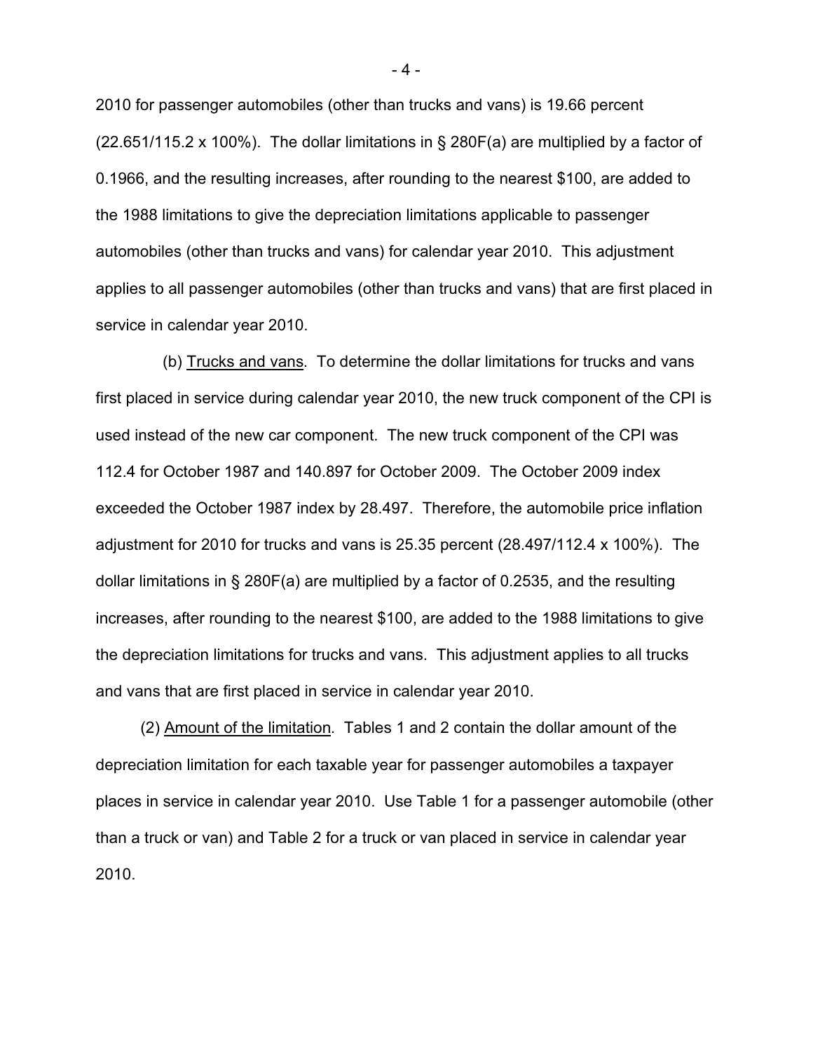2010 for passenger automobiles (other than trucks and vans) is 19.66 percent (22.651/115.2 x 100%). The dollar limitations in § 280F(a) are multiplied by a factor of 0.1966, and the resulting increases, after rounding to the nearest $100, are added to the 1988 limitations to give the depreciation limitations applicable to passenger automobiles (other than trucks and vans) for calendar year 2010. This adjustment applies to all passenger automobiles (other than trucks and vans) that are first placed in service in calendar year 2010.

(b) Trucks and vans. To determine the dollar limitations for trucks and vans first placed in service during calendar year 2010, the new truck component of the CPI is used instead of the new car component. The new truck component of the CPI was 112.4 for October 1987 and 140.897 for October 2009. The October 2009 index exceeded the October 1987 index by 28.497. Therefore, the automobile price inflation adjustment for 2010 for trucks and vans is 25.35 percent (28.497/112.4 x 100%). The dollar limitations in § 280F(a) are multiplied by a factor of 0.2535, and the resulting increases, after rounding to the nearest $100, are added to the 1988 limitations to give the depreciation limitations for trucks and vans. This adjustment applies to all trucks and vans that are first placed in service in calendar year 2010.

(2) Amount of the limitation. Tables 1 and 2 contain the dollar amount of the depreciation limitation for each taxable year for passenger automobiles a taxpayer places in service in calendar year 2010. Use Table 1 for a passenger automobile (other than a truck or van) and Table 2 for a truck or van placed in service in calendar year 2010.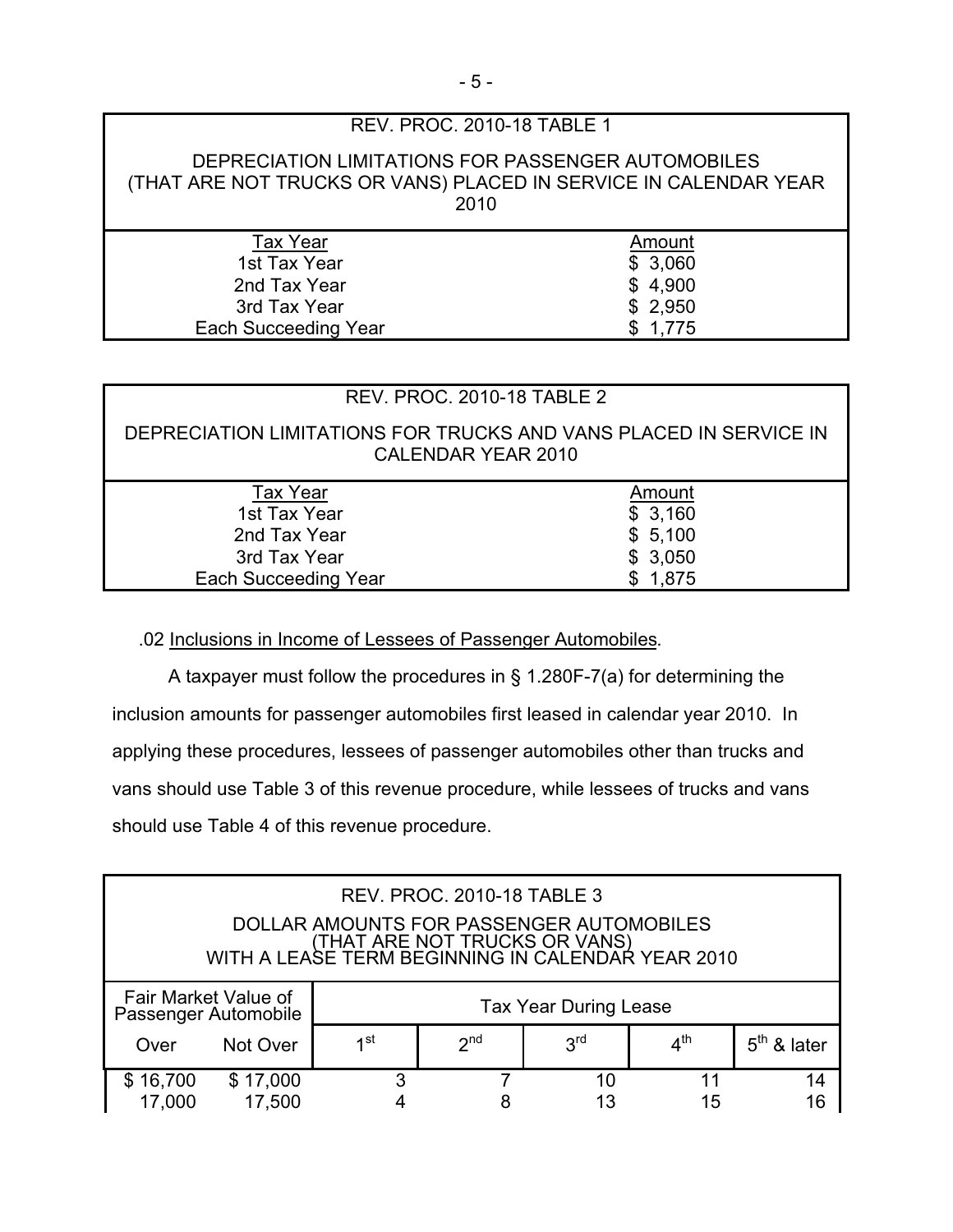| REV. PROC. 2010-18 TABLE 1 | |
|---|---|
| DEPRECIATION LIMITATIONS FOR PASSENGER AUTOMOBILES (THAT ARE NOT TRUCKS OR VANS) PLACED IN SERVICE IN CALENDAR YEAR 2010 | |
| Tax Year | Amount |
| 1st Tax Year | $ 3,060 |
| 2nd Tax Year | $ 4,900 |
| 3rd Tax Year | $ 2,950 |
| Each Succeeding Year | $ 1,775 |

| REV. PROC. 2010-18 TABLE 2 | |
|---|---|
| DEPRECIATION LIMITATIONS FOR TRUCKS AND VANS PLACED IN SERVICE IN CALENDAR YEAR 2010 | |
| Tax Year | Amount |
| 1st Tax Year | $ 3,160 |
| 2nd Tax Year | $ 5,100 |
| 3rd Tax Year | $ 3,050 |
| Each Succeeding Year | $ 1,875 |

.02 Inclusions in Income of Lessees of Passenger Automobiles.

A taxpayer must follow the procedures in § 1.280F-7(a) for determining the inclusion amounts for passenger automobiles first leased in calendar year 2010. In applying these procedures, lessees of passenger automobiles other than trucks and vans should use Table 3 of this revenue procedure, while lessees of trucks and vans should use Table 4 of this revenue procedure.

REV. PROC. 2010-18 TABLE 3

DOLLAR AMOUNTS FOR PASSENGER AUTOMOBILES (THAT ARE NOT TRUCKS OR VANS) WITH A LEASE TERM BEGINNING IN CALENDAR YEAR 2010

| Fair Market Value of Passenger Automobile | | Tax Year During Lease | | | | |
|---|---|---|---|---|---|---|
| Over | Not Over | 1st | 2nd | 3rd | 4th | 5th & later |
| $ 16,700 | $ 17,000 | 3 | 7 | 10 | 11 | 14 |
| 17,000 | 17,500 | 4 | 8 | 13 | 15 | 16 |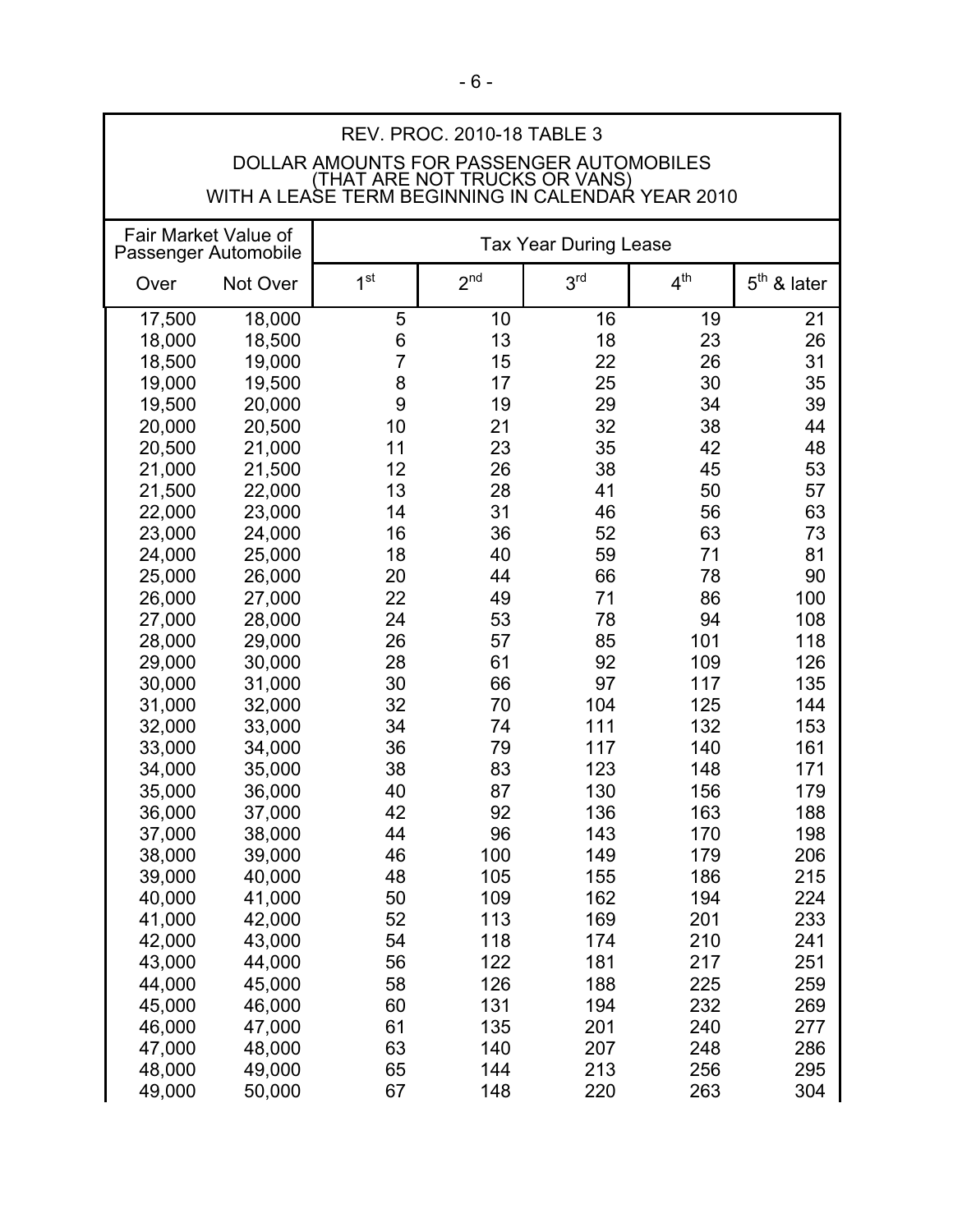REV. PROC. 2010-18 TABLE 3

DOLLAR AMOUNTS FOR PASSENGER AUTOMOBILES (THAT ARE NOT TRUCKS OR VANS) WITH A LEASE TERM BEGINNING IN CALENDAR YEAR 2010

| Fair Market Value of Passenger Automobile | | Tax Year During Lease | | | | |
|---|---|---|---|---|---|---|
| Over | Not Over | 1st | 2nd | 3rd | 4th | 5th & later |
| 17,500 | 18,000 | 5 | 10 | 16 | 19 | 21 |
| 18,000 | 18,500 | 6 | 13 | 18 | 23 | 26 |
| 18,500 | 19,000 | 7 | 15 | 22 | 26 | 31 |
| 19,000 | 19,500 | 8 | 17 | 25 | 30 | 35 |
| 19,500 | 20,000 | 9 | 19 | 29 | 34 | 39 |
| 20,000 | 20,500 | 10 | 21 | 32 | 38 | 44 |
| 20,500 | 21,000 | 11 | 23 | 35 | 42 | 48 |
| 21,000 | 21,500 | 12 | 26 | 38 | 45 | 53 |
| 21,500 | 22,000 | 13 | 28 | 41 | 50 | 57 |
| 22,000 | 23,000 | 14 | 31 | 46 | 56 | 63 |
| 23,000 | 24,000 | 16 | 36 | 52 | 63 | 73 |
| 24,000 | 25,000 | 18 | 40 | 59 | 71 | 81 |
| 25,000 | 26,000 | 20 | 44 | 66 | 78 | 90 |
| 26,000 | 27,000 | 22 | 49 | 71 | 86 | 100 |
| 27,000 | 28,000 | 24 | 53 | 78 | 94 | 108 |
| 28,000 | 29,000 | 26 | 57 | 85 | 101 | 118 |
| 29,000 | 30,000 | 28 | 61 | 92 | 109 | 126 |
| 30,000 | 31,000 | 30 | 66 | 97 | 117 | 135 |
| 31,000 | 32,000 | 32 | 70 | 104 | 125 | 144 |
| 32,000 | 33,000 | 34 | 74 | 111 | 132 | 153 |
| 33,000 | 34,000 | 36 | 79 | 117 | 140 | 161 |
| 34,000 | 35,000 | 38 | 83 | 123 | 148 | 171 |
| 35,000 | 36,000 | 40 | 87 | 130 | 156 | 179 |
| 36,000 | 37,000 | 42 | 92 | 136 | 163 | 188 |
| 37,000 | 38,000 | 44 | 96 | 143 | 170 | 198 |
| 38,000 | 39,000 | 46 | 100 | 149 | 179 | 206 |
| 39,000 | 40,000 | 48 | 105 | 155 | 186 | 215 |
| 40,000 | 41,000 | 50 | 109 | 162 | 194 | 224 |
| 41,000 | 42,000 | 52 | 113 | 169 | 201 | 233 |
| 42,000 | 43,000 | 54 | 118 | 174 | 210 | 241 |
| 43,000 | 44,000 | 56 | 122 | 181 | 217 | 251 |
| 44,000 | 45,000 | 58 | 126 | 188 | 225 | 259 |
| 45,000 | 46,000 | 60 | 131 | 194 | 232 | 269 |
| 46,000 | 47,000 | 61 | 135 | 201 | 240 | 277 |
| 47,000 | 48,000 | 63 | 140 | 207 | 248 | 286 |
| 48,000 | 49,000 | 65 | 144 | 213 | 256 | 295 |
| 49,000 | 50,000 | 67 | 148 | 220 | 263 | 304 |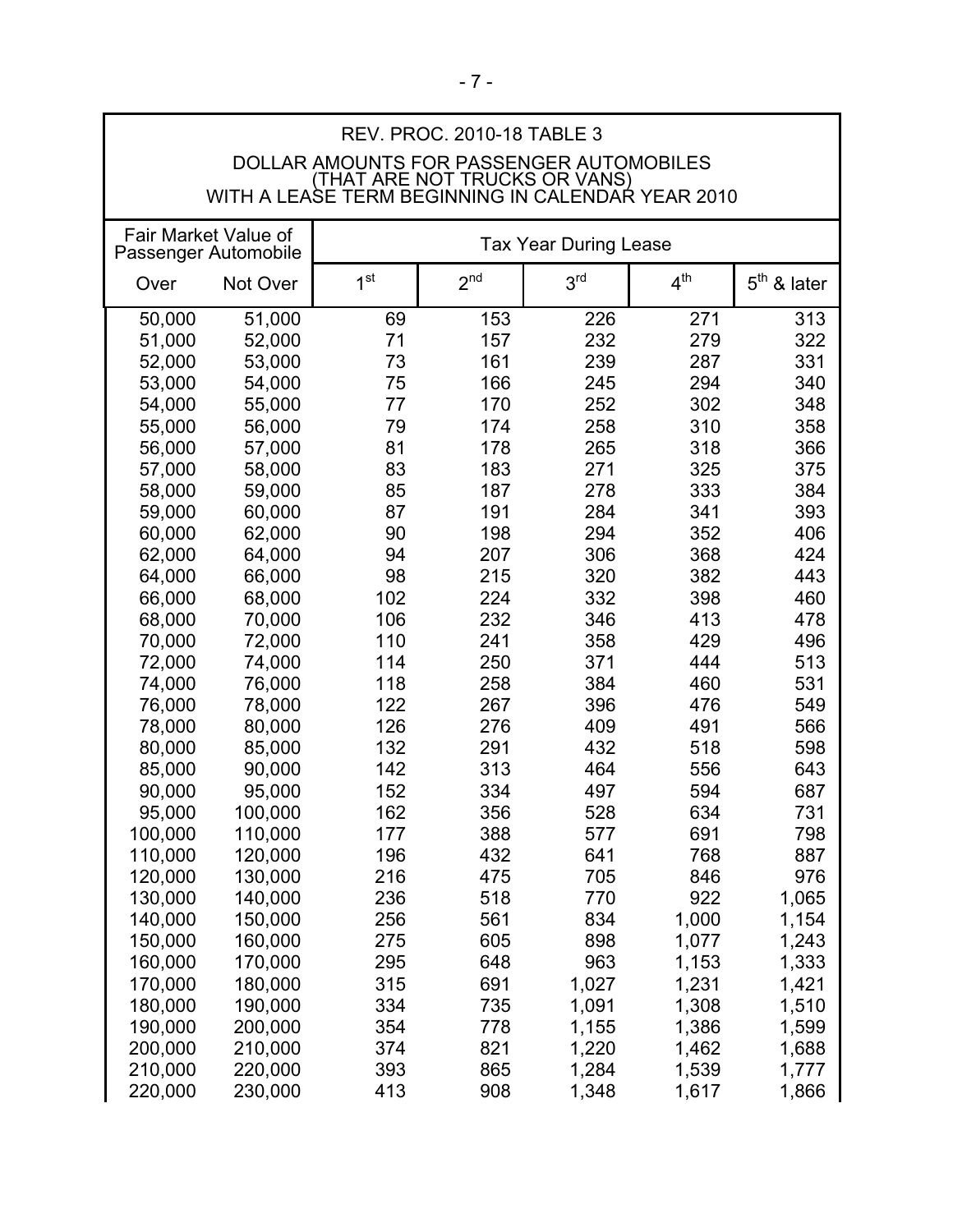| REV. PROC. 2010-18 TABLE 3<br>DOLLAR AMOUNTS FOR PASSENGER AUTOMOBILES<br>(THAT ARE NOT TRUCKS OR VANS)<br>WITH A LEASE TERM BEGINNING IN CALENDAR YEAR 2010 | | | | | | |
|---|---|---|---|---|---|---|
| Fair Market Value of Passenger Automobile | | Tax Year During Lease | | | | |
| Over | Not Over | 1st | 2nd | 3rd | 4th | 5th & later |
| 50,000 | 51,000 | 69 | 153 | 226 | 271 | 313 |
| 51,000 | 52,000 | 71 | 157 | 232 | 279 | 322 |
| 52,000 | 53,000 | 73 | 161 | 239 | 287 | 331 |
| 53,000 | 54,000 | 75 | 166 | 245 | 294 | 340 |
| 54,000 | 55,000 | 77 | 170 | 252 | 302 | 348 |
| 55,000 | 56,000 | 79 | 174 | 258 | 310 | 358 |
| 56,000 | 57,000 | 81 | 178 | 265 | 318 | 366 |
| 57,000 | 58,000 | 83 | 183 | 271 | 325 | 375 |
| 58,000 | 59,000 | 85 | 187 | 278 | 333 | 384 |
| 59,000 | 60,000 | 87 | 191 | 284 | 341 | 393 |
| 60,000 | 62,000 | 90 | 198 | 294 | 352 | 406 |
| 62,000 | 64,000 | 94 | 207 | 306 | 368 | 424 |
| 64,000 | 66,000 | 98 | 215 | 320 | 382 | 443 |
| 66,000 | 68,000 | 102 | 224 | 332 | 398 | 460 |
| 68,000 | 70,000 | 106 | 232 | 346 | 413 | 478 |
| 70,000 | 72,000 | 110 | 241 | 358 | 429 | 496 |
| 72,000 | 74,000 | 114 | 250 | 371 | 444 | 513 |
| 74,000 | 76,000 | 118 | 258 | 384 | 460 | 531 |
| 76,000 | 78,000 | 122 | 267 | 396 | 476 | 549 |
| 78,000 | 80,000 | 126 | 276 | 409 | 491 | 566 |
| 80,000 | 85,000 | 132 | 291 | 432 | 518 | 598 |
| 85,000 | 90,000 | 142 | 313 | 464 | 556 | 643 |
| 90,000 | 95,000 | 152 | 334 | 497 | 594 | 687 |
| 95,000 | 100,000 | 162 | 356 | 528 | 634 | 731 |
| 100,000 | 110,000 | 177 | 388 | 577 | 691 | 798 |
| 110,000 | 120,000 | 196 | 432 | 641 | 768 | 887 |
| 120,000 | 130,000 | 216 | 475 | 705 | 846 | 976 |
| 130,000 | 140,000 | 236 | 518 | 770 | 922 | 1,065 |
| 140,000 | 150,000 | 256 | 561 | 834 | 1,000 | 1,154 |
| 150,000 | 160,000 | 275 | 605 | 898 | 1,077 | 1,243 |
| 160,000 | 170,000 | 295 | 648 | 963 | 1,153 | 1,333 |
| 170,000 | 180,000 | 315 | 691 | 1,027 | 1,231 | 1,421 |
| 180,000 | 190,000 | 334 | 735 | 1,091 | 1,308 | 1,510 |
| 190,000 | 200,000 | 354 | 778 | 1,155 | 1,386 | 1,599 |
| 200,000 | 210,000 | 374 | 821 | 1,220 | 1,462 | 1,688 |
| 210,000 | 220,000 | 393 | 865 | 1,284 | 1,539 | 1,777 |
| 220,000 | 230,000 | 413 | 908 | 1,348 | 1,617 | 1,866 |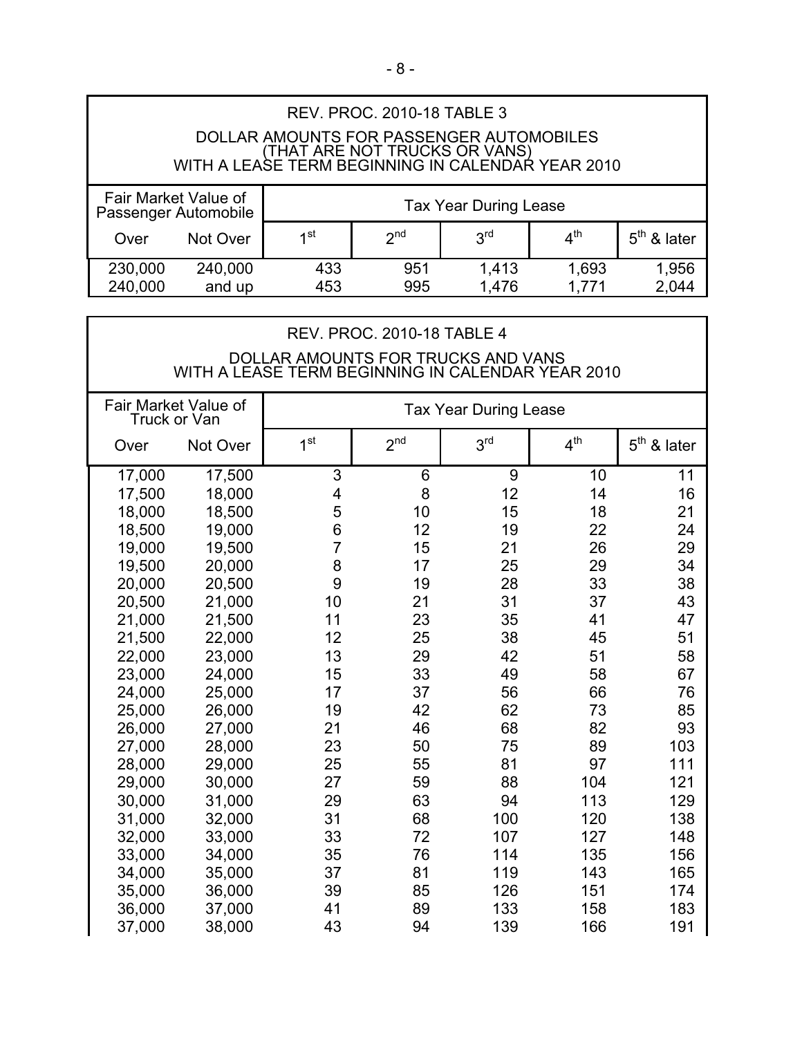REV. PROC. 2010-18 TABLE 3

DOLLAR AMOUNTS FOR PASSENGER AUTOMOBILES (THAT ARE NOT TRUCKS OR VANS) WITH A LEASE TERM BEGINNING IN CALENDAR YEAR 2010

| Fair Market Value of Passenger Automobile | | Tax Year During Lease | | | | |
|---|---|---|---|---|---|---|
| Over | Not Over | 1st | 2nd | 3rd | 4th | 5th & later |
| 230,000 | 240,000 | 433 | 951 | 1,413 | 1,693 | 1,956 |
| 240,000 | and up | 453 | 995 | 1,476 | 1,771 | 2,044 |

REV. PROC. 2010-18 TABLE 4

DOLLAR AMOUNTS FOR TRUCKS AND VANS WITH A LEASE TERM BEGINNING IN CALENDAR YEAR 2010

| Fair Market Value of Truck or Van | | Tax Year During Lease | | | | |
|---|---|---|---|---|---|---|
| Over | Not Over | 1st | 2nd | 3rd | 4th | 5th & later |
| 17,000 | 17,500 | 3 | 6 | 9 | 10 | 11 |
| 17,500 | 18,000 | 4 | 8 | 12 | 14 | 16 |
| 18,000 | 18,500 | 5 | 10 | 15 | 18 | 21 |
| 18,500 | 19,000 | 6 | 12 | 19 | 22 | 24 |
| 19,000 | 19,500 | 7 | 15 | 21 | 26 | 29 |
| 19,500 | 20,000 | 8 | 17 | 25 | 29 | 34 |
| 20,000 | 20,500 | 9 | 19 | 28 | 33 | 38 |
| 20,500 | 21,000 | 10 | 21 | 31 | 37 | 43 |
| 21,000 | 21,500 | 11 | 23 | 35 | 41 | 47 |
| 21,500 | 22,000 | 12 | 25 | 38 | 45 | 51 |
| 22,000 | 23,000 | 13 | 29 | 42 | 51 | 58 |
| 23,000 | 24,000 | 15 | 33 | 49 | 58 | 67 |
| 24,000 | 25,000 | 17 | 37 | 56 | 66 | 76 |
| 25,000 | 26,000 | 19 | 42 | 62 | 73 | 85 |
| 26,000 | 27,000 | 21 | 46 | 68 | 82 | 93 |
| 27,000 | 28,000 | 23 | 50 | 75 | 89 | 103 |
| 28,000 | 29,000 | 25 | 55 | 81 | 97 | 111 |
| 29,000 | 30,000 | 27 | 59 | 88 | 104 | 121 |
| 30,000 | 31,000 | 29 | 63 | 94 | 113 | 129 |
| 31,000 | 32,000 | 31 | 68 | 100 | 120 | 138 |
| 32,000 | 33,000 | 33 | 72 | 107 | 127 | 148 |
| 33,000 | 34,000 | 35 | 76 | 114 | 135 | 156 |
| 34,000 | 35,000 | 37 | 81 | 119 | 143 | 165 |
| 35,000 | 36,000 | 39 | 85 | 126 | 151 | 174 |
| 36,000 | 37,000 | 41 | 89 | 133 | 158 | 183 |
| 37,000 | 38,000 | 43 | 94 | 139 | 166 | 191 |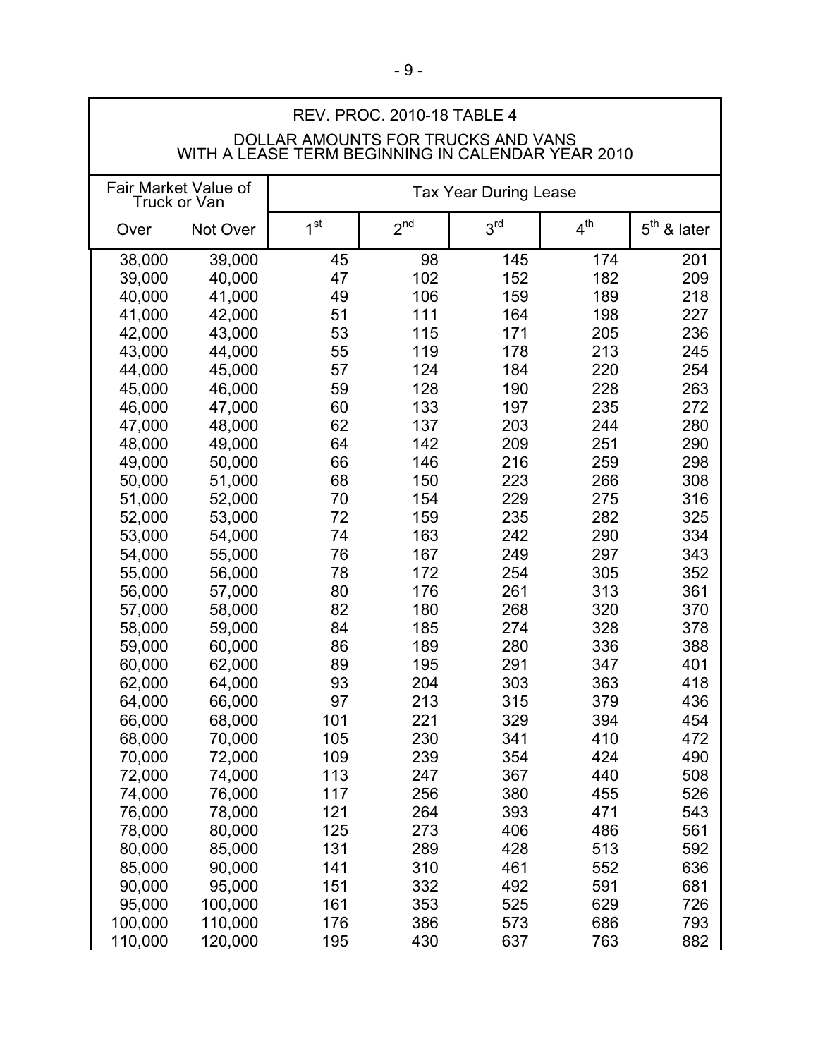| REV. PROC. 2010-18 TABLE 4<br>DOLLAR AMOUNTS FOR TRUCKS AND VANS WITH A LEASE TERM BEGINNING IN CALENDAR YEAR 2010 | | | | | | |
|---|---|---|---|---|---|---|
| Fair Market Value of Truck or Van | | Tax Year During Lease | | | | |
| Over | Not Over | 1st | 2nd | 3rd | 4th | 5th & later |
| 38,000 | 39,000 | 45 | 98 | 145 | 174 | 201 |
| 39,000 | 40,000 | 47 | 102 | 152 | 182 | 209 |
| 40,000 | 41,000 | 49 | 106 | 159 | 189 | 218 |
| 41,000 | 42,000 | 51 | 111 | 164 | 198 | 227 |
| 42,000 | 43,000 | 53 | 115 | 171 | 205 | 236 |
| 43,000 | 44,000 | 55 | 119 | 178 | 213 | 245 |
| 44,000 | 45,000 | 57 | 124 | 184 | 220 | 254 |
| 45,000 | 46,000 | 59 | 128 | 190 | 228 | 263 |
| 46,000 | 47,000 | 60 | 133 | 197 | 235 | 272 |
| 47,000 | 48,000 | 62 | 137 | 203 | 244 | 280 |
| 48,000 | 49,000 | 64 | 142 | 209 | 251 | 290 |
| 49,000 | 50,000 | 66 | 146 | 216 | 259 | 298 |
| 50,000 | 51,000 | 68 | 150 | 223 | 266 | 308 |
| 51,000 | 52,000 | 70 | 154 | 229 | 275 | 316 |
| 52,000 | 53,000 | 72 | 159 | 235 | 282 | 325 |
| 53,000 | 54,000 | 74 | 163 | 242 | 290 | 334 |
| 54,000 | 55,000 | 76 | 167 | 249 | 297 | 343 |
| 55,000 | 56,000 | 78 | 172 | 254 | 305 | 352 |
| 56,000 | 57,000 | 80 | 176 | 261 | 313 | 361 |
| 57,000 | 58,000 | 82 | 180 | 268 | 320 | 370 |
| 58,000 | 59,000 | 84 | 185 | 274 | 328 | 378 |
| 59,000 | 60,000 | 86 | 189 | 280 | 336 | 388 |
| 60,000 | 62,000 | 89 | 195 | 291 | 347 | 401 |
| 62,000 | 64,000 | 93 | 204 | 303 | 363 | 418 |
| 64,000 | 66,000 | 97 | 213 | 315 | 379 | 436 |
| 66,000 | 68,000 | 101 | 221 | 329 | 394 | 454 |
| 68,000 | 70,000 | 105 | 230 | 341 | 410 | 472 |
| 70,000 | 72,000 | 109 | 239 | 354 | 424 | 490 |
| 72,000 | 74,000 | 113 | 247 | 367 | 440 | 508 |
| 74,000 | 76,000 | 117 | 256 | 380 | 455 | 526 |
| 76,000 | 78,000 | 121 | 264 | 393 | 471 | 543 |
| 78,000 | 80,000 | 125 | 273 | 406 | 486 | 561 |
| 80,000 | 85,000 | 131 | 289 | 428 | 513 | 592 |
| 85,000 | 90,000 | 141 | 310 | 461 | 552 | 636 |
| 90,000 | 95,000 | 151 | 332 | 492 | 591 | 681 |
| 95,000 | 100,000 | 161 | 353 | 525 | 629 | 726 |
| 100,000 | 110,000 | 176 | 386 | 573 | 686 | 793 |
| 110,000 | 120,000 | 195 | 430 | 637 | 763 | 882 |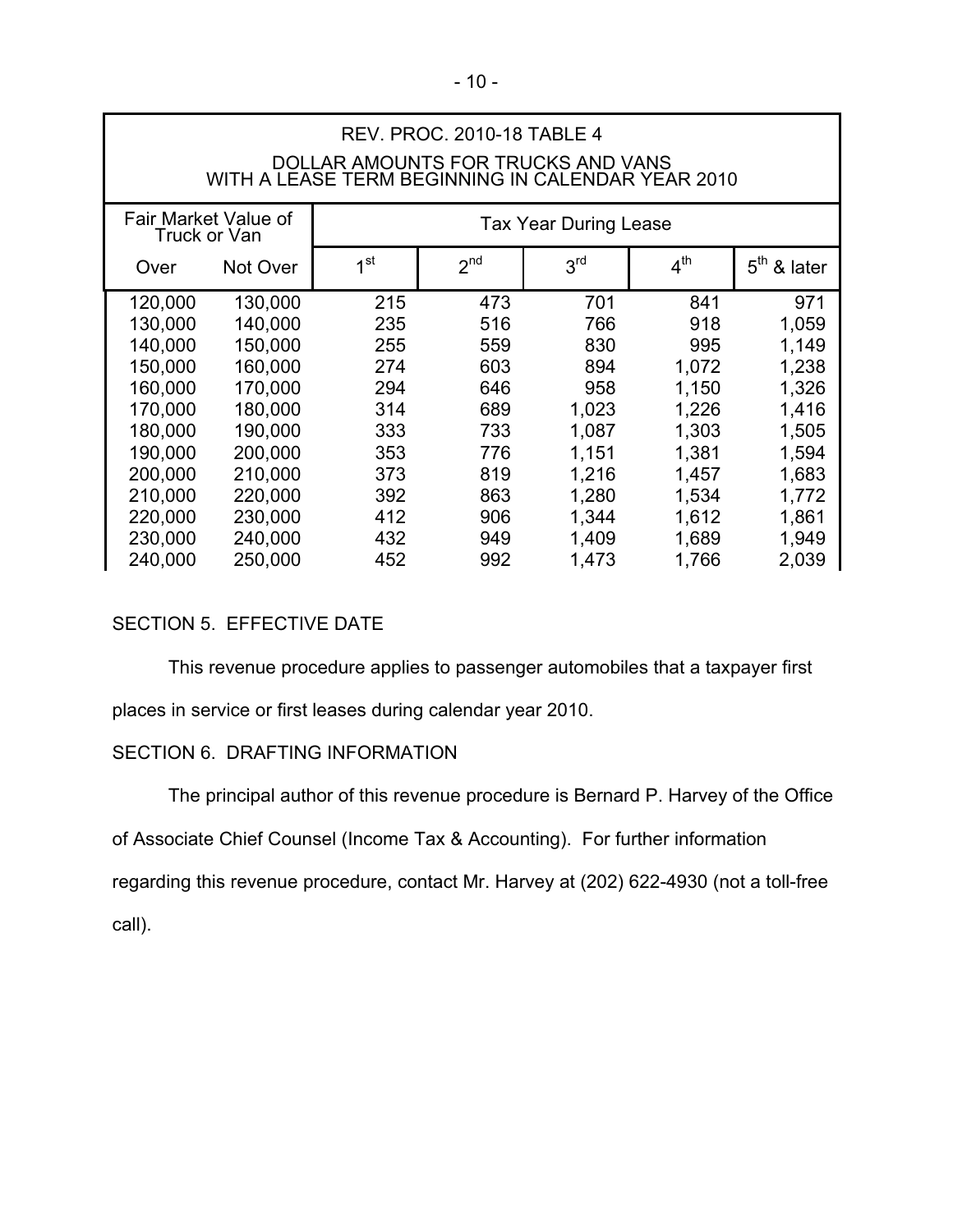REV. PROC. 2010-18 TABLE 4

DOLLAR AMOUNTS FOR TRUCKS AND VANS
WITH A LEASE TERM BEGINNING IN CALENDAR YEAR 2010

| Fair Market Value of Truck or Van | | Tax Year During Lease | | | | |
|---|---|---|---|---|---|---|
| Over | Not Over | 1st | 2nd | 3rd | 4th | 5th & later |
| 120,000 | 130,000 | 215 | 473 | 701 | 841 | 971 |
| 130,000 | 140,000 | 235 | 516 | 766 | 918 | 1,059 |
| 140,000 | 150,000 | 255 | 559 | 830 | 995 | 1,149 |
| 150,000 | 160,000 | 274 | 603 | 894 | 1,072 | 1,238 |
| 160,000 | 170,000 | 294 | 646 | 958 | 1,150 | 1,326 |
| 170,000 | 180,000 | 314 | 689 | 1,023 | 1,226 | 1,416 |
| 180,000 | 190,000 | 333 | 733 | 1,087 | 1,303 | 1,505 |
| 190,000 | 200,000 | 353 | 776 | 1,151 | 1,381 | 1,594 |
| 200,000 | 210,000 | 373 | 819 | 1,216 | 1,457 | 1,683 |
| 210,000 | 220,000 | 392 | 863 | 1,280 | 1,534 | 1,772 |
| 220,000 | 230,000 | 412 | 906 | 1,344 | 1,612 | 1,861 |
| 230,000 | 240,000 | 432 | 949 | 1,409 | 1,689 | 1,949 |
| 240,000 | 250,000 | 452 | 992 | 1,473 | 1,766 | 2,039 |

SECTION 5. EFFECTIVE DATE

This revenue procedure applies to passenger automobiles that a taxpayer first places in service or first leases during calendar year 2010.

SECTION 6. DRAFTING INFORMATION

The principal author of this revenue procedure is Bernard P. Harvey of the Office of Associate Chief Counsel (Income Tax & Accounting). For further information regarding this revenue procedure, contact Mr. Harvey at (202) 622-4930 (not a toll-free call).